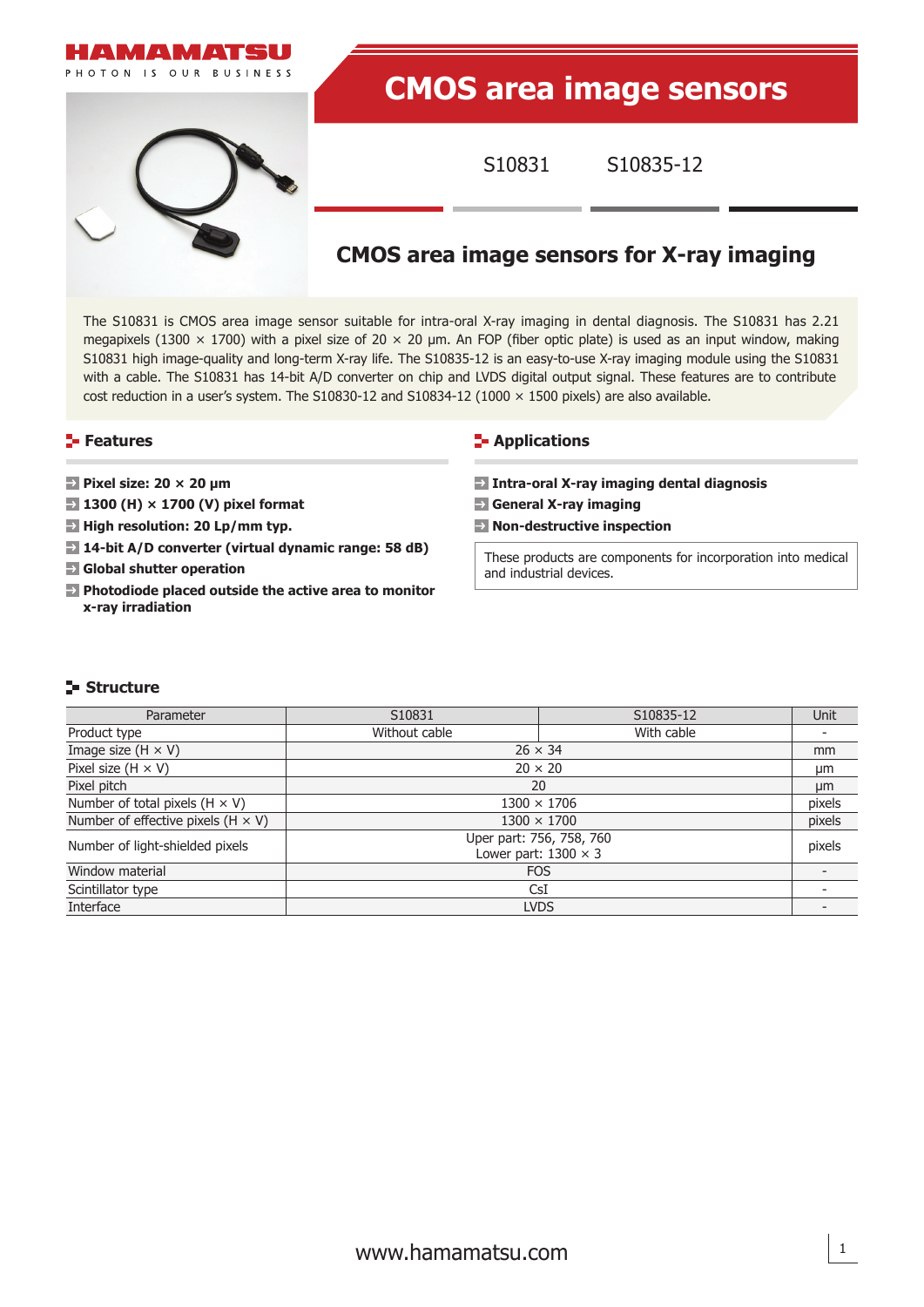# CMOS area image sensors

S10831 S10835-12

## CMOS area image sensors for X-ray imaging

The S10831 is CMOS area image sensor suitable for intra-oral X-ray imaging in dental diagnosis. The S10831 has 2.21 megapixels (1300 × 1700) with a pixel size of 20 × 20 µm. An FOP (fiber optic plate) is used as an input window, making S10831 high image-quality and long-term X-ray life. The S10835-12 is an easy-to-use X-ray imaging module using the S10831 with a cable. The S10831 has 14-bit A/D converter on chip and LVDS digital output signal. These features are to contribute cost reduction in a user's system. The S10830-12 and S10834-12 (1000 × 1500 pixels) are also available.

### Features

- **Pixel size: 20 × 20 µm**
- **1300 (H) × 1700 (V) pixel format**
- **High resolution: 20 Lp/mm typ.**
- **14-bit A/D converter (virtual dynamic range: 58 dB)**
- **Global shutter operation**
- **Photodiode placed outside the active area to monitor x-ray irradiation**

### Applications

- **Intra-oral X-ray imaging dental diagnosis**
- **General X-ray imaging**
- **Non-destructive inspection**

These products are components for incorporation into medical and industrial devices.

### Structure

| Parameter | S10831 | S10835-12 | Unit |
|---|---|---|---|
| Product type | Without cable | With cable | - |
| Image size (H × V) | 26 × 34 | | mm |
| Pixel size (H × V) | 20 × 20 | | µm |
| Pixel pitch | 20 | | µm |
| Number of total pixels (H × V) | 1300 × 1706 | | pixels |
| Number of effective pixels (H × V) | 1300 × 1700 | | pixels |
| Number of light-shielded pixels | Uper part: 756, 758, 760<br>Lower part: 1300 × 3 | | pixels |
| Window material | FOS | | - |
| Scintillator type | CsI | | - |
| Interface | LVDS | | - |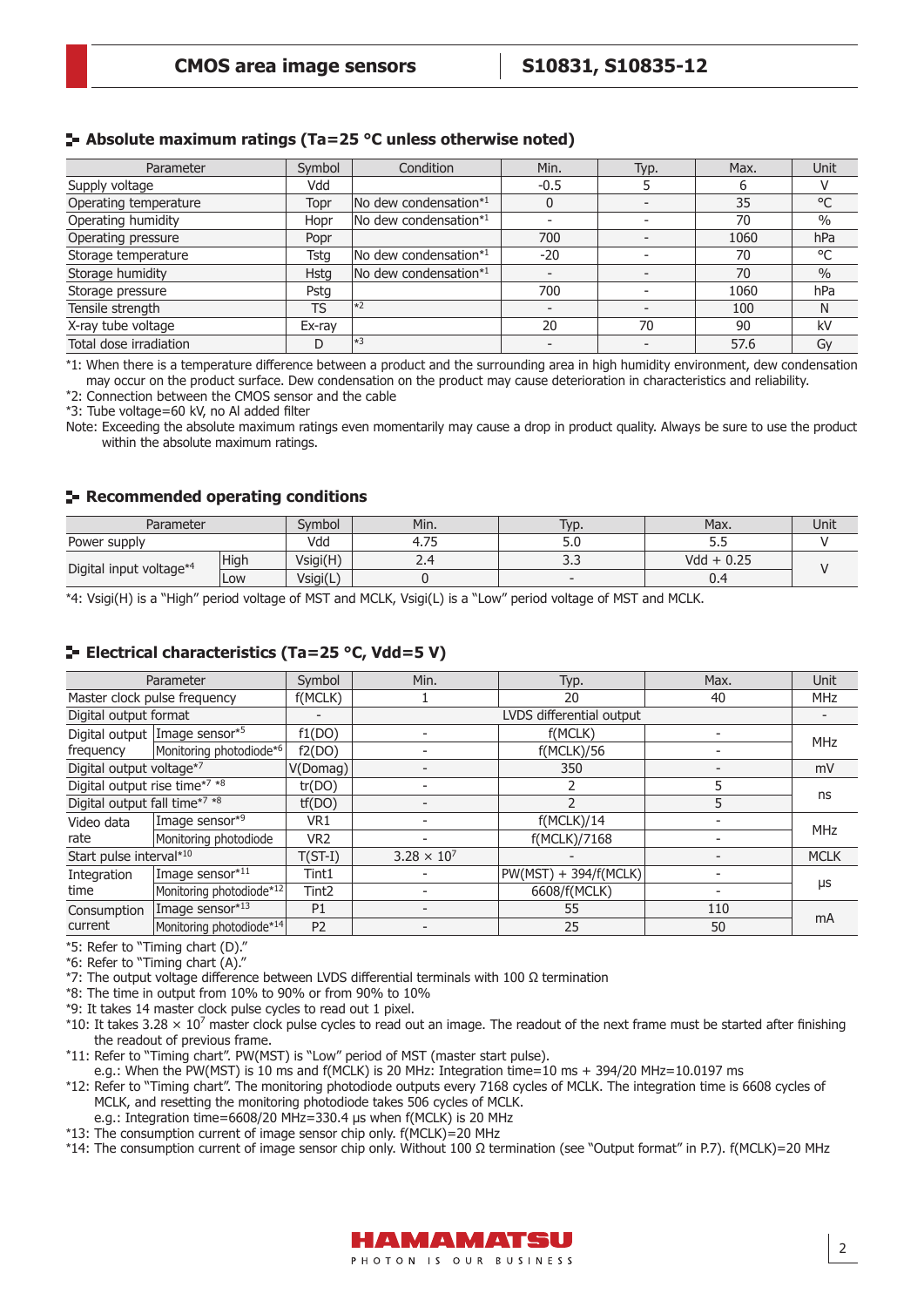## Absolute maximum ratings (Ta=25 °C unless otherwise noted)

| Parameter | Symbol | Condition | Min. | Typ. | Max. | Unit |
|---|---|---|---|---|---|---|
| Supply voltage | Vdd | | -0.5 | 5 | 6 | V |
| Operating temperature | Topr | No dew condensation*1 | 0 | - | 35 | °C |
| Operating humidity | Hopr | No dew condensation*1 | - | - | 70 | % |
| Operating pressure | Popr | | 700 | - | 1060 | hPa |
| Storage temperature | Tstg | No dew condensation*1 | -20 | - | 70 | °C |
| Storage humidity | Hstg | No dew condensation*1 | - | - | 70 | % |
| Storage pressure | Pstg | | 700 | - | 1060 | hPa |
| Tensile strength | TS | *2 | - | - | 100 | N |
| X-ray tube voltage | Ex-ray | | 20 | 70 | 90 | kV |
| Total dose irradiation | D | *3 | - | - | 57.6 | Gy |

*1: When there is a temperature difference between a product and the surrounding area in high humidity environment, dew condensation may occur on the product surface. Dew condensation on the product may cause deterioration in characteristics and reliability.
*2: Connection between the CMOS sensor and the cable
*3: Tube voltage=60 kV, no Al added filter
Note: Exceeding the absolute maximum ratings even momentarily may cause a drop in product quality. Always be sure to use the product within the absolute maximum ratings.

## Recommended operating conditions

| Parameter | | Symbol | Min. | Typ. | Max. | Unit |
|---|---|---|---|---|---|---|
| Power supply | | Vdd | 4.75 | 5.0 | 5.5 | V |
| Digital input voltage*4 | High | Vsigi(H) | 2.4 | 3.3 | Vdd + 0.25 | V |
| | Low | Vsigi(L) | 0 | - | 0.4 | V |

*4: Vsigi(H) is a "High" period voltage of MST and MCLK, Vsigi(L) is a "Low" period voltage of MST and MCLK.

## Electrical characteristics (Ta=25 °C, Vdd=5 V)

| Parameter | | Symbol | Min. | Typ. | Max. | Unit |
|---|---|---|---|---|---|---|
| Master clock pulse frequency | | f(MCLK) | 1 | 20 | 40 | MHz |
| Digital output format | | - | LVDS differential output | | | - |
| Digital output frequency | Image sensor*5 | f1(DO) | - | f(MCLK) | - | MHz |
| | Monitoring photodiode*6 | f2(DO) | - | f(MCLK)/56 | - | MHz |
| Digital output voltage*7 | | V(Domag) | - | 350 | - | mV |
| Digital output rise time*7 *8 | | tr(DO) | - | 2 | 5 | ns |
| Digital output fall time*7 *8 | | tf(DO) | - | 2 | 5 | ns |
| Video data rate | Image sensor*9 | VR1 | - | f(MCLK)/14 | - | MHz |
| | Monitoring photodiode | VR2 | - | f(MCLK)/7168 | - | MHz |
| Start pulse interval*10 | | T(ST-I) | $3.28 \times 10^7$ | - | - | MCLK |
| Integration time | Image sensor*11 | Tint1 | - | PW(MST) + 394/f(MCLK) | - | μs |
| | Monitoring photodiode*12 | Tint2 | - | 6608/f(MCLK) | - | μs |
| Consumption current | Image sensor*13 | P1 | - | 55 | 110 | mA |
| | Monitoring photodiode*14 | P2 | - | 25 | 50 | mA |

*5: Refer to "Timing chart (D)."
*6: Refer to "Timing chart (A)."
*7: The output voltage difference between LVDS differential terminals with 100 Ω termination
*8: The time in output from 10% to 90% or from 90% to 10%
*9: It takes 14 master clock pulse cycles to read out 1 pixel.
*10: It takes $3.28 \times 10^7$ master clock pulse cycles to read out an image. The readout of the next frame must be started after finishing the readout of previous frame.
*11: Refer to "Timing chart". PW(MST) is "Low" period of MST (master start pulse).
e.g.: When the PW(MST) is 10 ms and f(MCLK) is 20 MHz: Integration time=10 ms + 394/20 MHz=10.0197 ms
*12: Refer to "Timing chart". The monitoring photodiode outputs every 7168 cycles of MCLK. The integration time is 6608 cycles of MCLK, and resetting the monitoring photodiode takes 506 cycles of MCLK.
e.g.: Integration time=6608/20 MHz=330.4 μs when f(MCLK) is 20 MHz
*13: The consumption current of image sensor chip only. f(MCLK)=20 MHz
*14: The consumption current of image sensor chip only. Without 100 Ω termination (see "Output format" in P.7). f(MCLK)=20 MHz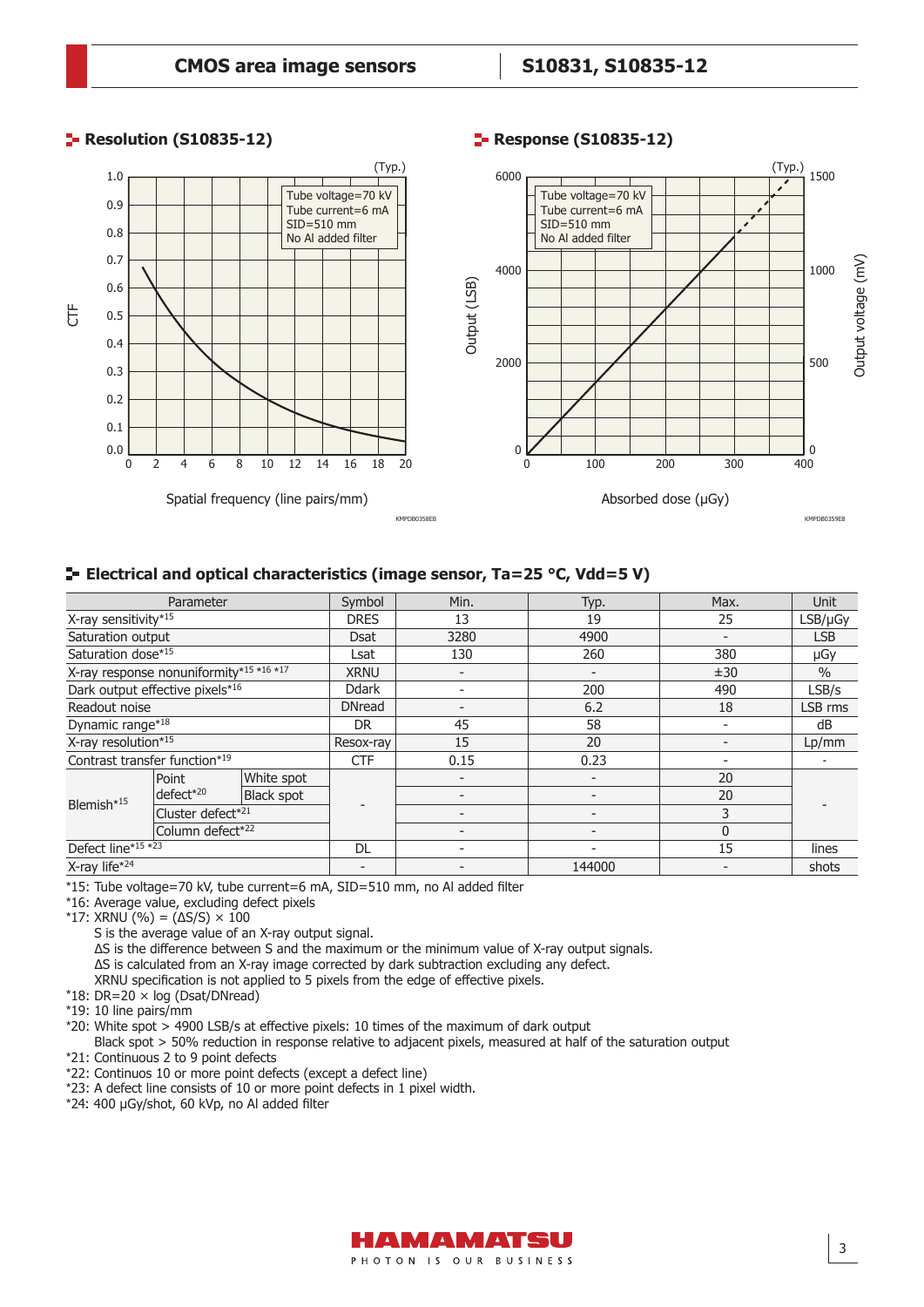## Resolution (S10835-12)

(Typ.)

Tube voltage=70 kV
Tube current=6 mA
SID=510 mm
No Al added filter

CTF

Spatial frequency (line pairs/mm)

KMPDB0358EB

## Response (S10835-12)

(Typ.)

Tube voltage=70 kV
Tube current=6 mA
SID=510 mm
No Al added filter

Output (LSB)

Output voltage (mV)

Absorbed dose (μGy)

KMPDB0359EB

## Electrical and optical characteristics (image sensor, Ta=25 °C, Vdd=5 V)

| Parameter | | | Symbol | Min. | Typ. | Max. | Unit |
|---|---|---|---|---|---|---|---|
| X-ray sensitivity*15 | | | DRES | 13 | 19 | 25 | LSB/μGy |
| Saturation output | | | Dsat | 3280 | 4900 | - | LSB |
| Saturation dose*15 | | | Lsat | 130 | 260 | 380 | μGy |
| X-ray response nonuniformity*15 *16 *17 | | | XRNU | - | - | ±30 | % |
| Dark output effective pixels*16 | | | Ddark | - | 200 | 490 | LSB/s |
| Readout noise | | | DNread | - | 6.2 | 18 | LSB rms |
| Dynamic range*18 | | | DR | 45 | 58 | - | dB |
| X-ray resolution*15 | | | Resox-ray | 15 | 20 | - | Lp/mm |
| Contrast transfer function*19 | | | CTF | 0.15 | 0.23 | - | - |
| Blemish*15 | Point defect*20 | White spot | - | - | - | 20 | - |
| | | Black spot | | - | - | 20 | |
| | Cluster defect*21 | | | - | - | 3 | |
| | Column defect*22 | | | - | - | 0 | |
| Defect line*15 *23 | | | DL | - | - | 15 | lines |
| X-ray life*24 | | | - | - | 144000 | - | shots |

*15: Tube voltage=70 kV, tube current=6 mA, SID=510 mm, no Al added filter
*16: Average value, excluding defect pixels
*17: XRNU (%) = (ΔS/S) × 100
S is the average value of an X-ray output signal.
ΔS is the difference between S and the maximum or the minimum value of X-ray output signals.
ΔS is calculated from an X-ray image corrected by dark subtraction excluding any defect.
XRNU specification is not applied to 5 pixels from the edge of effective pixels.
*18: DR=20 × log (Dsat/DNread)
*19: 10 line pairs/mm
*20: White spot > 4900 LSB/s at effective pixels: 10 times of the maximum of dark output
Black spot > 50% reduction in response relative to adjacent pixels, measured at half of the saturation output
*21: Continuous 2 to 9 point defects
*22: Continuos 10 or more point defects (except a defect line)
*23: A defect line consists of 10 or more point defects in 1 pixel width.
*24: 400 μGy/shot, 60 kVp, no Al added filter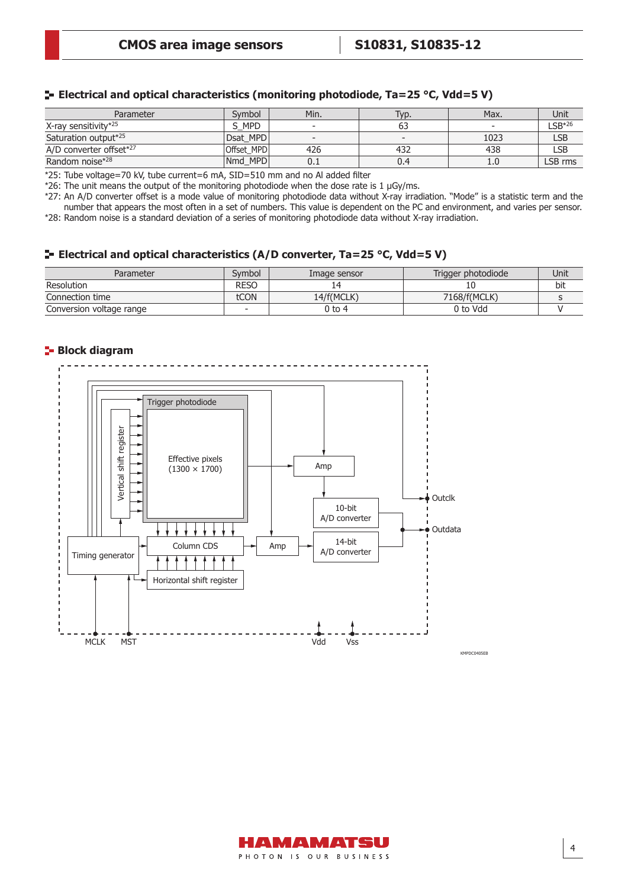## Electrical and optical characteristics (monitoring photodiode, Ta=25 °C, Vdd=5 V)

| Parameter | Symbol | Min. | Typ. | Max. | Unit |
|---|---|---|---|---|---|
| X-ray sensitivity*25 | S_MPD | - | 63 | - | LSB*26 |
| Saturation output*25 | Dsat_MPD | - | - | 1023 | LSB |
| A/D converter offset*27 | Offset_MPD | 426 | 432 | 438 | LSB |
| Random noise*28 | Nmd_MPD | 0.1 | 0.4 | 1.0 | LSB rms |

*25: Tube voltage=70 kV, tube current=6 mA, SID=510 mm and no Al added filter

*26: The unit means the output of the monitoring photodiode when the dose rate is 1 µGy/ms.

*27: An A/D converter offset is a mode value of monitoring photodiode data without X-ray irradiation. "Mode" is a statistic term and the number that appears the most often in a set of numbers. This value is dependent on the PC and environment, and varies per sensor.

*28: Random noise is a standard deviation of a series of monitoring photodiode data without X-ray irradiation.

## Electrical and optical characteristics (A/D converter, Ta=25 °C, Vdd=5 V)

| Parameter | Symbol | Image sensor | Trigger photodiode | Unit |
|---|---|---|---|---|
| Resolution | RESO | 14 | 10 | bit |
| Connection time | tCON | 14/f(MCLK) | 7168/f(MCLK) | s |
| Conversion voltage range | - | 0 to 4 | 0 to Vdd | V |

## Block diagram

Trigger photodiode

Vertical shift register

Effective pixels (1300 × 1700)

Amp

10-bit A/D converter

Outclk

Outdata

Timing generator

Column CDS

Amp

14-bit A/D converter

Horizontal shift register

MCLK MST Vdd Vss

KMPDC0405EB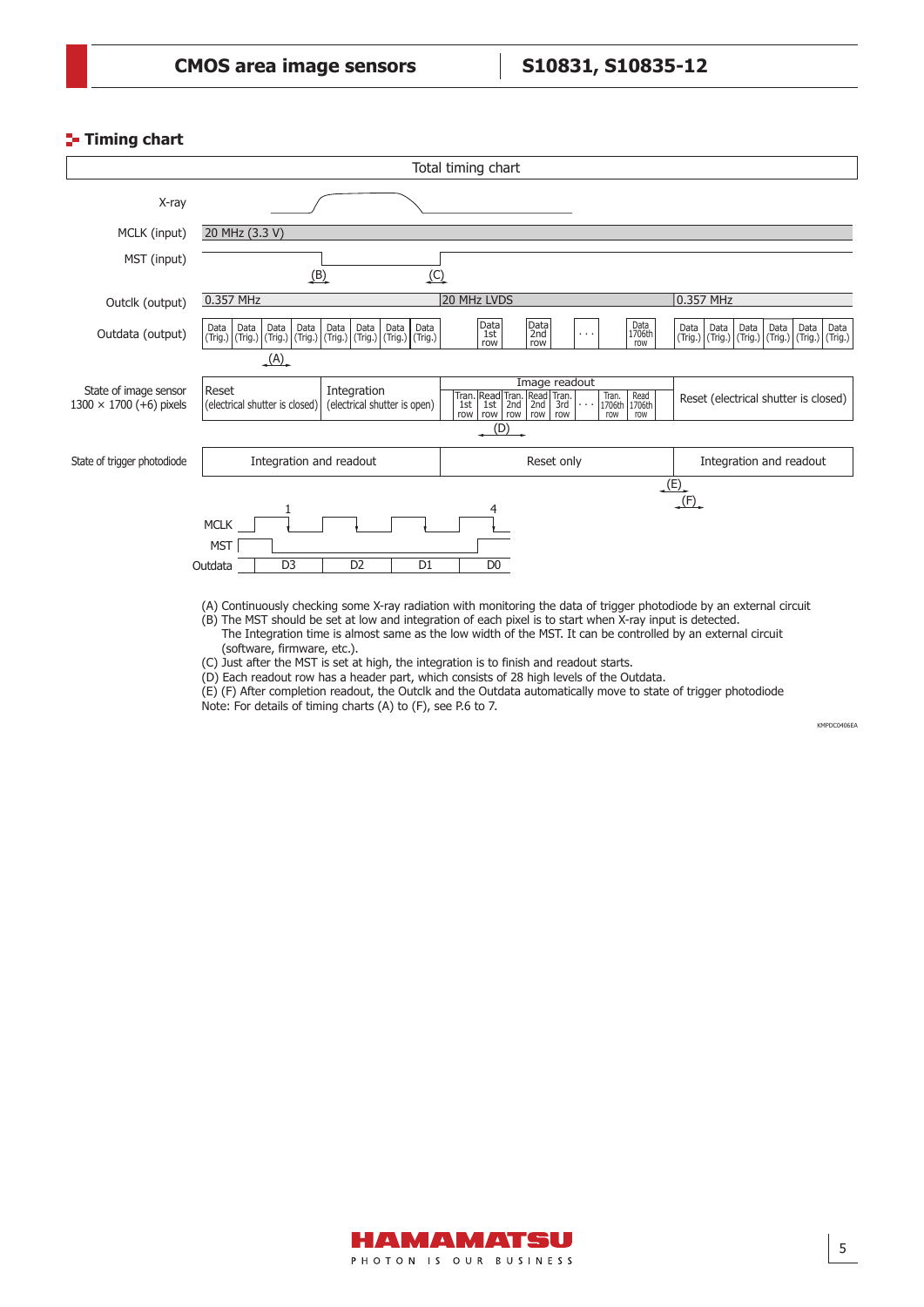## Timing chart

Total timing chart

| Signal | | | |
|---|---|---|---|
| MCLK (input) | 20 MHz (3.3 V) | | |
| Outclk (output) | 0.357 MHz | 20 MHz LVDS | 0.357 MHz |
| Outdata (output) | Data (Trig.) × 8 | Data 1st row, Data 2nd row, ..., Data 1706th row | Data (Trig.) × 6 |
| State of image sensor 1300 × 1700 (+6) pixels | Reset (electrical shutter is closed) / Integration (electrical shutter is open) | Image readout: Tran. 1st row, Read 1st row, Tran. 2nd row, Read 2nd row, Tran. 3rd row, ..., Tran. 1706th row, Read 1706th row | Reset (electrical shutter is closed) |
| State of trigger photodiode | Integration and readout | Reset only | Integration and readout |

MCLK / MST / Outdata: D3, D2, D1, D0

(A) Continuously checking some X-ray radiation with monitoring the data of trigger photodiode by an external circuit

(B) The MST should be set at low and integration of each pixel is to start when X-ray input is detected.
The Integration time is almost same as the low width of the MST. It can be controlled by an external circuit (software, firmware, etc.).

(C) Just after the MST is set at high, the integration is to finish and readout starts.

(D) Each readout row has a header part, which consists of 28 high levels of the Outdata.

(E) (F) After completion readout, the Outclk and the Outdata automatically move to state of trigger photodiode

Note: For details of timing charts (A) to (F), see P.6 to 7.

KMPDC0406EA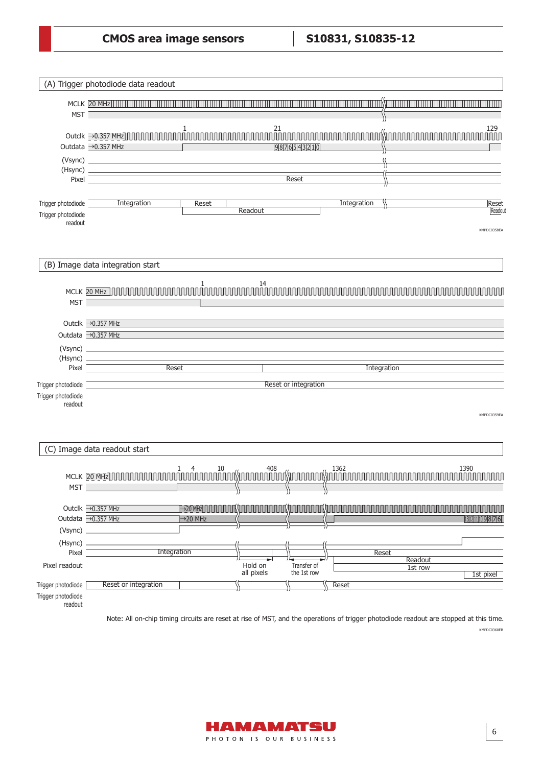(A) Trigger photodiode data readout

MCLK 20 MHz

MST

Outclk →0.357 MHz 1 21 129

Outdata →0.357 MHz 9 8 7 6 5 4 3 2 1 0

(Vsync)

(Hsync)

Pixel Reset

Trigger photodiode Integration Reset Integration Reset

Trigger photodiode readout Readout Readout

KMPDC0358EA

(B) Image data integration start

MCLK 20 MHz 1 14

MST

Outclk →0.357 MHz

Outdata →0.357 MHz

(Vsync)

(Hsync)

Pixel Reset Integration

Trigger photodiode Reset or integration

Trigger photodiode readout

KMPDC0359EA

(C) Image data readout start

MCLK 20 MHz 1 4 10 408 1362 1390

MST

Outclk →0.357 MHz →20 MHz

Outdata →0.357 MHz →20 MHz 13 12 11 10 9 8 7 6

(Vsync)

(Hsync)

Pixel Integration Reset

Pixel readout Hold on all pixels Transfer of the 1st row Readout 1st row 1st pixel

Trigger photodiode Reset or integration Reset

Trigger photodiode readout

Note: All on-chip timing circuits are reset at rise of MST, and the operations of trigger photodiode readout are stopped at this time.

KMPDC0360EB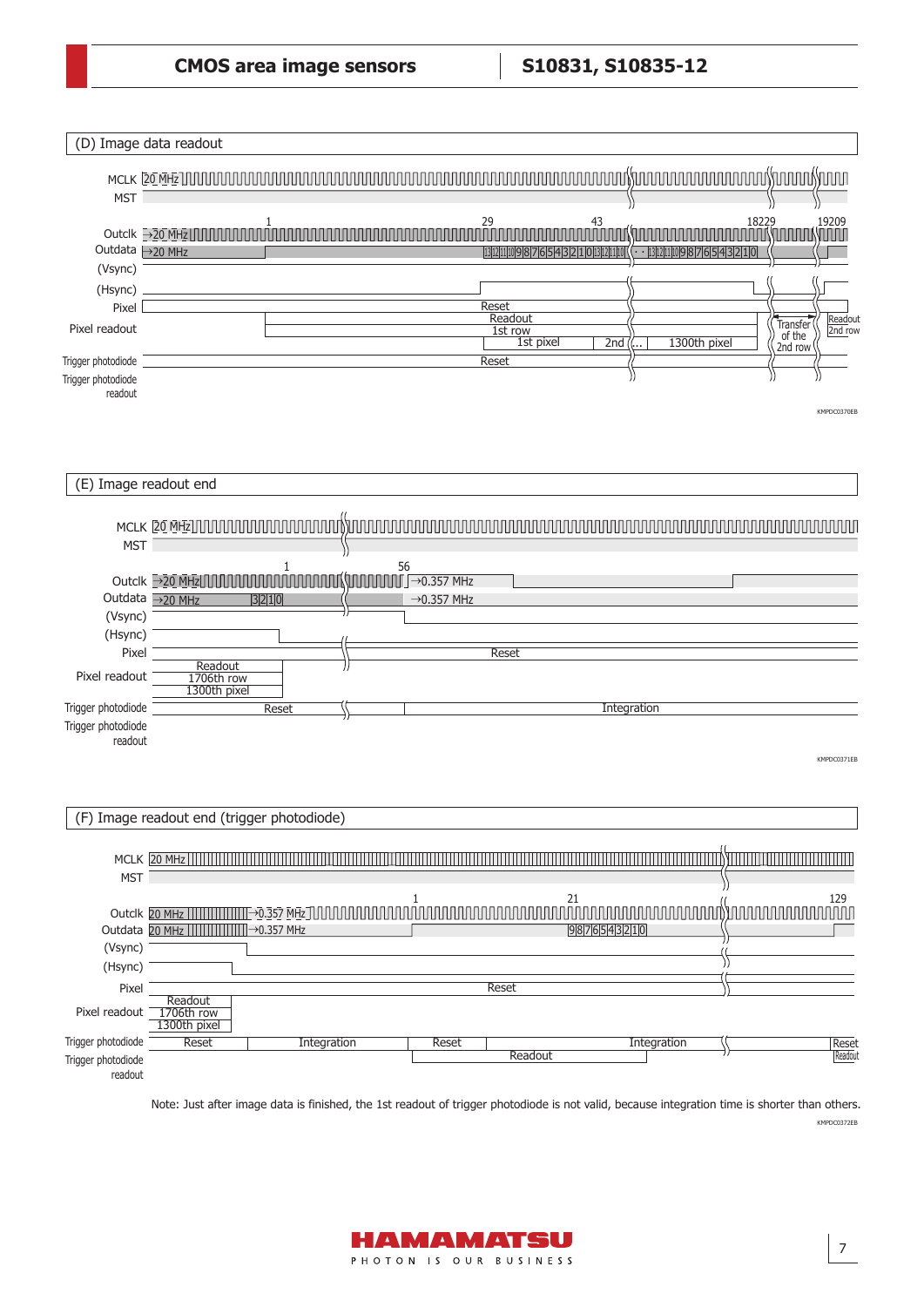(D) Image data readout

MCLK 20 MHz
MST
Outclk →20 MHz 1 29 43 18229 19209
Outdata →20 MHz 13 12 11 10 9 8 7 6 5 4 3 2 1 0 13 12 11 10 · · 13 12 11 10 9 8 7 6 5 4 3 2 1 0
(Vsync)
(Hsync)
Pixel Reset
Pixel readout Readout 1st row 1st pixel 2nd ... 1300th pixel Transfer of the 2nd row Readout 2nd row
Trigger photodiode Reset
Trigger photodiode readout

KMPDC0370EB

(E) Image readout end

MCLK 20 MHz
MST
Outclk →20 MHz 1 56 →0.357 MHz
Outdata →20 MHz 3 2 1 0 →0.357 MHz
(Vsync)
(Hsync)
Pixel Reset
Pixel readout Readout 1706th row 1300th pixel
Trigger photodiode Reset Integration
Trigger photodiode readout

KMPDC0371EB

(F) Image readout end (trigger photodiode)

MCLK 20 MHz
MST
Outclk 20 MHz →0.357 MHz 1 21 129
Outdata 20 MHz →0.357 MHz 9 8 7 6 5 4 3 2 1 0
(Vsync)
(Hsync)
Pixel Reset
Pixel readout Readout 1706th row 1300th pixel
Trigger photodiode Reset Integration Reset Integration Reset
Trigger photodiode readout Readout Readout

Note: Just after image data is finished, the 1st readout of trigger photodiode is not valid, because integration time is shorter than others.

KMPDC0372EB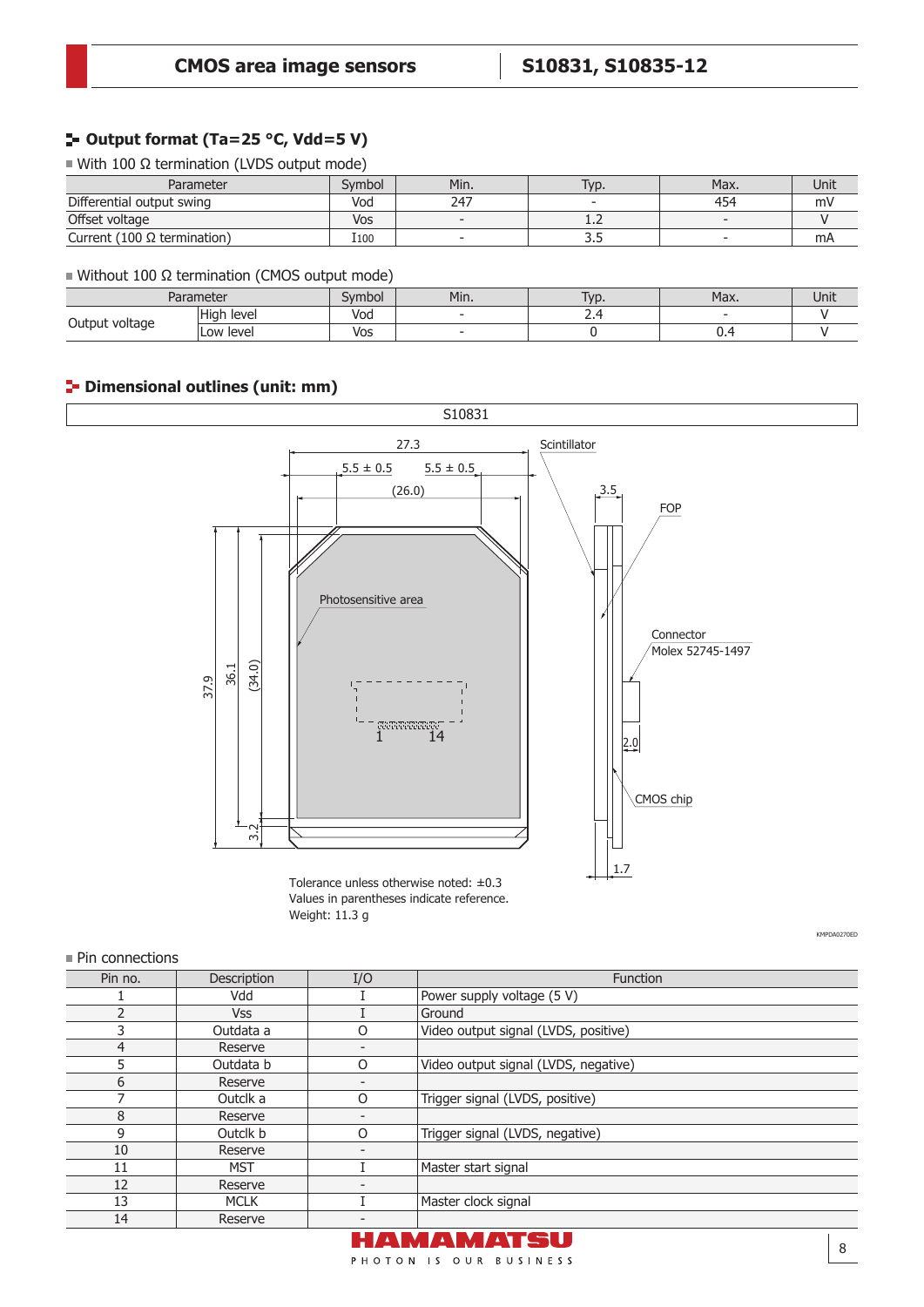## Output format (Ta=25 °C, Vdd=5 V)

With 100 Ω termination (LVDS output mode)

| Parameter | Symbol | Min. | Typ. | Max. | Unit |
|---|---|---|---|---|---|
| Differential output swing | Vod | 247 | - | 454 | mV |
| Offset voltage | Vos | - | 1.2 | - | V |
| Current (100 Ω termination) | I100 | - | 3.5 | - | mA |

Without 100 Ω termination (CMOS output mode)

| Parameter | | Symbol | Min. | Typ. | Max. | Unit |
|---|---|---|---|---|---|---|
| Output voltage | High level | Vod | - | 2.4 | - | V |
| | Low level | Vos | - | 0 | 0.4 | V |

## Dimensional outlines (unit: mm)

S10831

27.3
5.5 ± 0.5
5.5 ± 0.5
(26.0)
Scintillator
3.5
FOP
Photosensitive area
Connector
Molex 52745-1497
37.9
36.1
(34.0)
1
14
2.0
CMOS chip
3.2
1.7

Tolerance unless otherwise noted: ±0.3
Values in parentheses indicate reference.
Weight: 11.3 g

KMPDA0270ED

Pin connections

| Pin no. | Description | I/O | Function |
|---|---|---|---|
| 1 | Vdd | I | Power supply voltage (5 V) |
| 2 | Vss | I | Ground |
| 3 | Outdata a | O | Video output signal (LVDS, positive) |
| 4 | Reserve | - | |
| 5 | Outdata b | O | Video output signal (LVDS, negative) |
| 6 | Reserve | - | |
| 7 | Outclk a | O | Trigger signal (LVDS, positive) |
| 8 | Reserve | - | |
| 9 | Outclk b | O | Trigger signal (LVDS, negative) |
| 10 | Reserve | - | |
| 11 | MST | I | Master start signal |
| 12 | Reserve | - | |
| 13 | MCLK | I | Master clock signal |
| 14 | Reserve | - | |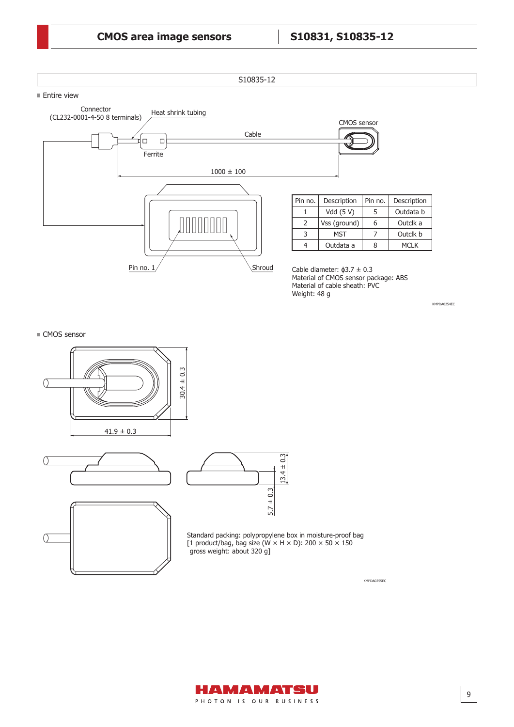## S10835-12

### ■ Entire view

Connector (CL232-0001-4-50 8 terminals)

Heat shrink tubing

Cable

CMOS sensor

Ferrite

1000 ± 100

Pin no. 1

Shroud

| Pin no. | Description | Pin no. | Description |
|---|---|---|---|
| 1 | Vdd (5 V) | 5 | Outdata b |
| 2 | Vss (ground) | 6 | Outclk a |
| 3 | MST | 7 | Outclk b |
| 4 | Outdata a | 8 | MCLK |

Cable diameter: ϕ3.7 ± 0.3
Material of CMOS sensor package: ABS
Material of cable sheath: PVC
Weight: 48 g

KMPDA0254EC

### ■ CMOS sensor

30.4 ± 0.3

41.9 ± 0.3

13.4 ± 0.3

5.7 ± 0.3

Standard packing: polypropylene box in moisture-proof bag
[1 product/bag, bag size (W × H × D): 200 × 50 × 150
gross weight: about 320 g]

KMPDA0255EC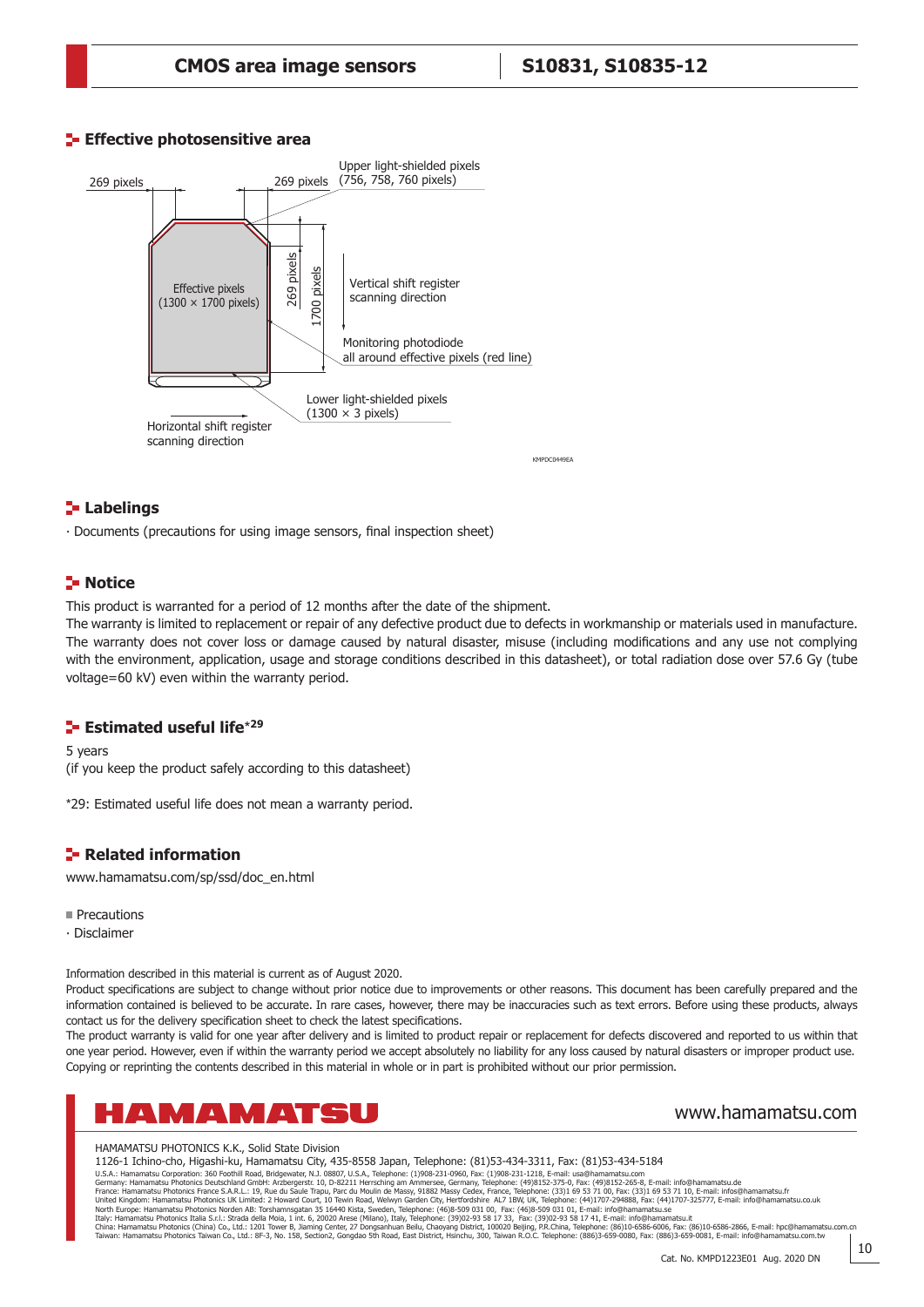## Effective photosensitive area

269 pixels

269 pixels

Upper light-shielded pixels
(756, 758, 760 pixels)

Effective pixels
(1300 × 1700 pixels)

269 pixels

1700 pixels

Vertical shift register
scanning direction

Monitoring photodiode
all around effective pixels (red line)

Lower light-shielded pixels
(1300 × 3 pixels)

Horizontal shift register
scanning direction

KMPDC0449EA

## Labelings

· Documents (precautions for using image sensors, final inspection sheet)

## Notice

This product is warranted for a period of 12 months after the date of the shipment.

The warranty is limited to replacement or repair of any defective product due to defects in workmanship or materials used in manufacture. The warranty does not cover loss or damage caused by natural disaster, misuse (including modifications and any use not complying with the environment, application, usage and storage conditions described in this datasheet), or total radiation dose over 57.6 Gy (tube voltage=60 kV) even within the warranty period.

## Estimated useful life*29

5 years
(if you keep the product safely according to this datasheet)

*29: Estimated useful life does not mean a warranty period.

## Related information

www.hamamatsu.com/sp/ssd/doc_en.html

■ Precautions
· Disclaimer

Information described in this material is current as of August 2020.

Product specifications are subject to change without prior notice due to improvements or other reasons. This document has been carefully prepared and the information contained is believed to be accurate. In rare cases, however, there may be inaccuracies such as text errors. Before using these products, always contact us for the delivery specification sheet to check the latest specifications.

The product warranty is valid for one year after delivery and is limited to product repair or replacement for defects discovered and reported to us within that one year period. However, even if within the warranty period we accept absolutely no liability for any loss caused by natural disasters or improper product use.

Copying or reprinting the contents described in this material in whole or in part is prohibited without our prior permission.

HAMAMATSU

www.hamamatsu.com

HAMAMATSU PHOTONICS K.K., Solid State Division
1126-1 Ichino-cho, Higashi-ku, Hamamatsu City, 435-8558 Japan, Telephone: (81)53-434-3311, Fax: (81)53-434-5184
U.S.A.: Hamamatsu Corporation: 360 Foothill Road, Bridgewater, N.J. 08807, U.S.A., Telephone: (1)908-231-0960, Fax: (1)908-231-1218, E-mail: usa@hamamatsu.com
Germany: Hamamatsu Photonics Deutschland GmbH: Arzbergerstr. 10, D-82211 Herrsching am Ammersee, Germany, Telephone: (49)8152-375-0, Fax: (49)8152-265-8, E-mail: info@hamamatsu.de
France: Hamamatsu Photonics France S.A.R.L.: 19, Rue du Saule Trapu, Parc du Moulin de Massy, 91882 Massy Cedex, France, Telephone: (33)1 69 53 71 00, Fax: (33)1 69 53 71 10, E-mail: infos@hamamatsu.fr
United Kingdom: Hamamatsu Photonics UK Limited: 2 Howard Court, 10 Tewin Road, Welwyn Garden City, Hertfordshire AL7 1BW, UK, Telephone: (44)1707-294888, Fax: (44)1707-325777, E-mail: info@hamamatsu.co.uk
North Europe: Hamamatsu Photonics Norden AB: Torshamnsgatan 35 16440 Kista, Sweden, Telephone: (46)8-509 031 00, Fax: (46)8-509 031 01, E-mail: info@hamamatsu.se
Italy: Hamamatsu Photonics Italia S.r.l.: Strada della Moia, 1 int. 6, 20020 Arese (Milano), Italy, Telephone: (39)02-93 58 17 33, Fax: (39)02-93 58 17 41, E-mail: info@hamamatsu.it
China: Hamamatsu Photonics (China) Co., Ltd.: 1201 Tower B, Jiaming Center, 27 Dongsanhuan Beilu, Chaoyang District, 100020 Beijing, P.R.China, Telephone: (86)10-6586-6006, Fax: (86)10-6586-2866, E-mail: hpc@hamamatsu.com.cn
Taiwan: Hamamatsu Photonics Taiwan Co., Ltd.: 8F-3, No. 158, Section2, Gongdao 5th Road, East District, Hsinchu, 300, Taiwan R.O.C. Telephone: (886)3-659-0080, Fax: (886)3-659-0081, E-mail: info@hamamatsu.com.tw

Cat. No. KMPD1223E01 Aug. 2020 DN